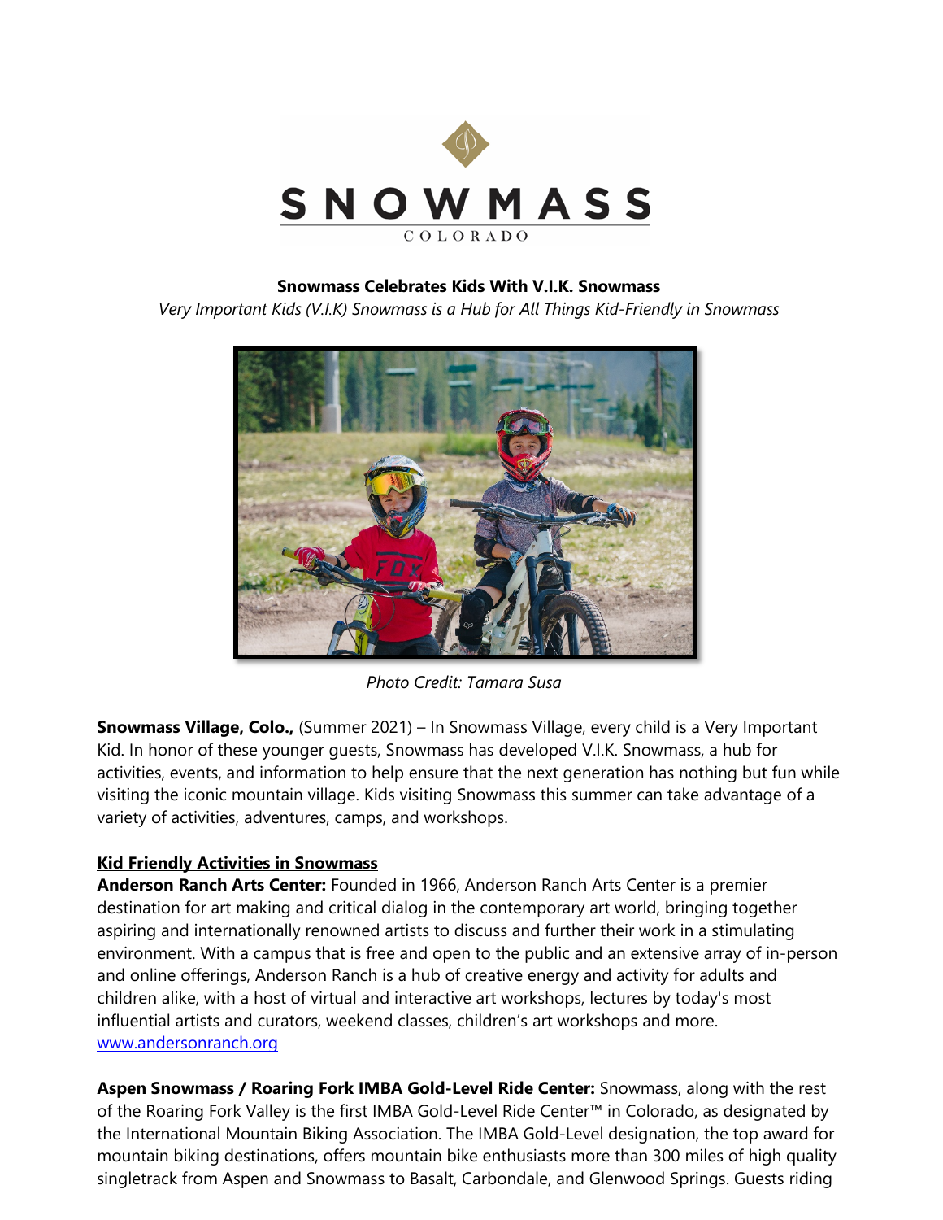SNOWMASS

COLORADO

**Snowmass Celebrates Kids With V.I.K. Snowmass**

*Very Important Kids (V.I.K) Snowmass is a Hub for All Things Kid-Friendly in Snowmass*

*Photo Credit: Tamara Susa*

**Snowmass Village, Colo.,** (Summer 2021) – In Snowmass Village, every child is a Very Important Kid. In honor of these younger guests, Snowmass has developed V.I.K. Snowmass, a hub for activities, events, and information to help ensure that the next generation has nothing but fun while visiting the iconic mountain village. Kids visiting Snowmass this summer can take advantage of a variety of activities, adventures, camps, and workshops.

**Kid Friendly Activities in Snowmass**

**Anderson Ranch Arts Center:** Founded in 1966, Anderson Ranch Arts Center is a premier destination for art making and critical dialog in the contemporary art world, bringing together aspiring and internationally renowned artists to discuss and further their work in a stimulating environment. With a campus that is free and open to the public and an extensive array of in-person and online offerings, Anderson Ranch is a hub of creative energy and activity for adults and children alike, with a host of virtual and interactive art workshops, lectures by today's most influential artists and curators, weekend classes, children's art workshops and more. [www.andersonranch.org](www.andersonranch.org)

**Aspen Snowmass / Roaring Fork IMBA Gold-Level Ride Center:** Snowmass, along with the rest of the Roaring Fork Valley is the first IMBA Gold-Level Ride Center™ in Colorado, as designated by the International Mountain Biking Association. The IMBA Gold-Level designation, the top award for mountain biking destinations, offers mountain bike enthusiasts more than 300 miles of high quality singletrack from Aspen and Snowmass to Basalt, Carbondale, and Glenwood Springs. Guests riding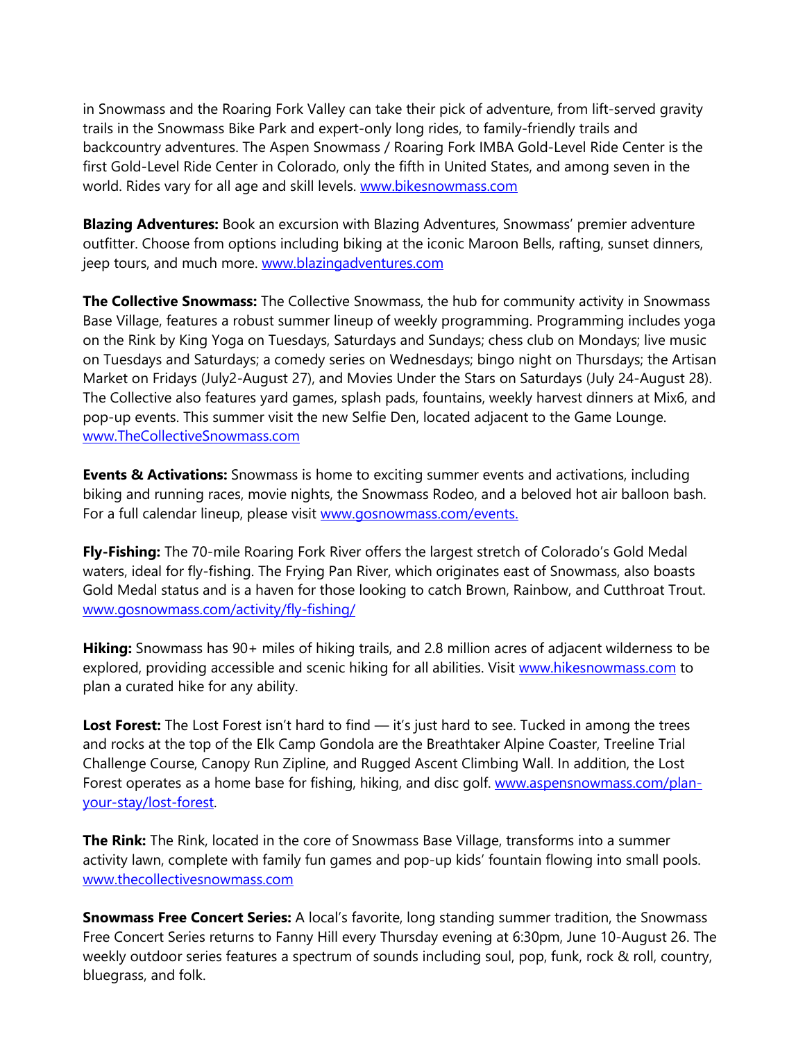in Snowmass and the Roaring Fork Valley can take their pick of adventure, from lift-served gravity trails in the Snowmass Bike Park and expert-only long rides, to family-friendly trails and backcountry adventures. The Aspen Snowmass / Roaring Fork IMBA Gold-Level Ride Center is the first Gold-Level Ride Center in Colorado, only the fifth in United States, and among seven in the world. Rides vary for all age and skill levels. [www.bikesnowmass.com](www.bikesnowmass.com)

**Blazing Adventures:** Book an excursion with Blazing Adventures, Snowmass' premier adventure outfitter. Choose from options including biking at the iconic Maroon Bells, rafting, sunset dinners, jeep tours, and much more. [www.blazingadventures.com](www.blazingadventures.com)

**The Collective Snowmass:** The Collective Snowmass, the hub for community activity in Snowmass Base Village, features a robust summer lineup of weekly programming. Programming includes yoga on the Rink by King Yoga on Tuesdays, Saturdays and Sundays; chess club on Mondays; live music on Tuesdays and Saturdays; a comedy series on Wednesdays; bingo night on Thursdays; the Artisan Market on Fridays (July2-August 27), and Movies Under the Stars on Saturdays (July 24-August 28). The Collective also features yard games, splash pads, fountains, weekly harvest dinners at Mix6, and pop-up events. This summer visit the new Selfie Den, located adjacent to the Game Lounge. [www.TheCollectiveSnowmass.com](www.TheCollectiveSnowmass.com)

**Events & Activations:** Snowmass is home to exciting summer events and activations, including biking and running races, movie nights, the Snowmass Rodeo, and a beloved hot air balloon bash. For a full calendar lineup, please visit [www.gosnowmass.com/events.](www.gosnowmass.com/events)

**Fly-Fishing:** The 70-mile Roaring Fork River offers the largest stretch of Colorado's Gold Medal waters, ideal for fly-fishing. The Frying Pan River, which originates east of Snowmass, also boasts Gold Medal status and is a haven for those looking to catch Brown, Rainbow, and Cutthroat Trout. [www.gosnowmass.com/activity/fly-fishing/](www.gosnowmass.com/activity/fly-fishing/)

**Hiking:** Snowmass has 90+ miles of hiking trails, and 2.8 million acres of adjacent wilderness to be explored, providing accessible and scenic hiking for all abilities. Visit [www.hikesnowmass.com](www.hikesnowmass.com) to plan a curated hike for any ability.

**Lost Forest:** The Lost Forest isn't hard to find — it's just hard to see. Tucked in among the trees and rocks at the top of the Elk Camp Gondola are the Breathtaker Alpine Coaster, Treeline Trial Challenge Course, Canopy Run Zipline, and Rugged Ascent Climbing Wall. In addition, the Lost Forest operates as a home base for fishing, hiking, and disc golf. [www.aspensnowmass.com/plan-your-stay/lost-forest](www.aspensnowmass.com/plan-your-stay/lost-forest).

**The Rink:** The Rink, located in the core of Snowmass Base Village, transforms into a summer activity lawn, complete with family fun games and pop-up kids' fountain flowing into small pools. [www.thecollectivesnowmass.com](www.thecollectivesnowmass.com)

**Snowmass Free Concert Series:** A local's favorite, long standing summer tradition, the Snowmass Free Concert Series returns to Fanny Hill every Thursday evening at 6:30pm, June 10-August 26. The weekly outdoor series features a spectrum of sounds including soul, pop, funk, rock & roll, country, bluegrass, and folk.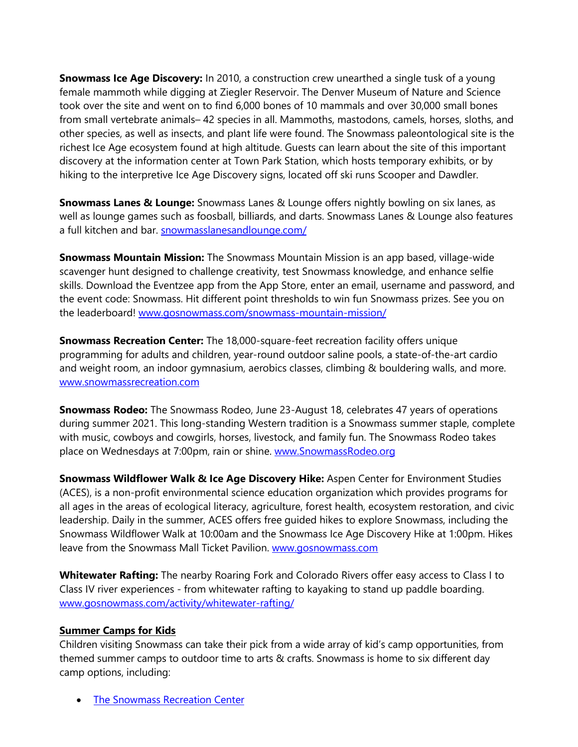**Snowmass Ice Age Discovery:** In 2010, a construction crew unearthed a single tusk of a young female mammoth while digging at Ziegler Reservoir. The Denver Museum of Nature and Science took over the site and went on to find 6,000 bones of 10 mammals and over 30,000 small bones from small vertebrate animals– 42 species in all. Mammoths, mastodons, camels, horses, sloths, and other species, as well as insects, and plant life were found. The Snowmass paleontological site is the richest Ice Age ecosystem found at high altitude. Guests can learn about the site of this important discovery at the information center at Town Park Station, which hosts temporary exhibits, or by hiking to the interpretive Ice Age Discovery signs, located off ski runs Scooper and Dawdler.

**Snowmass Lanes & Lounge:** Snowmass Lanes & Lounge offers nightly bowling on six lanes, as well as lounge games such as foosball, billiards, and darts. Snowmass Lanes & Lounge also features a full kitchen and bar. [snowmasslanesandlounge.com/](snowmasslanesandlounge.com/)

**Snowmass Mountain Mission:** The Snowmass Mountain Mission is an app based, village-wide scavenger hunt designed to challenge creativity, test Snowmass knowledge, and enhance selfie skills. Download the Eventzee app from the App Store, enter an email, username and password, and the event code: Snowmass. Hit different point thresholds to win fun Snowmass prizes. See you on the leaderboard! [www.gosnowmass.com/snowmass-mountain-mission/](www.gosnowmass.com/snowmass-mountain-mission/)

**Snowmass Recreation Center:** The 18,000-square-feet recreation facility offers unique programming for adults and children, year-round outdoor saline pools, a state-of-the-art cardio and weight room, an indoor gymnasium, aerobics classes, climbing & bouldering walls, and more. [www.snowmassrecreation.com](www.snowmassrecreation.com)

**Snowmass Rodeo:** The Snowmass Rodeo, June 23-August 18, celebrates 47 years of operations during summer 2021. This long-standing Western tradition is a Snowmass summer staple, complete with music, cowboys and cowgirls, horses, livestock, and family fun. The Snowmass Rodeo takes place on Wednesdays at 7:00pm, rain or shine. [www.SnowmassRodeo.org](www.SnowmassRodeo.org)

**Snowmass Wildflower Walk & Ice Age Discovery Hike:** Aspen Center for Environment Studies (ACES), is a non-profit environmental science education organization which provides programs for all ages in the areas of ecological literacy, agriculture, forest health, ecosystem restoration, and civic leadership. Daily in the summer, ACES offers free guided hikes to explore Snowmass, including the Snowmass Wildflower Walk at 10:00am and the Snowmass Ice Age Discovery Hike at 1:00pm. Hikes leave from the Snowmass Mall Ticket Pavilion. [www.gosnowmass.com](www.gosnowmass.com)

**Whitewater Rafting:** The nearby Roaring Fork and Colorado Rivers offer easy access to Class I to Class IV river experiences - from whitewater rafting to kayaking to stand up paddle boarding. [www.gosnowmass.com/activity/whitewater-rafting/](www.gosnowmass.com/activity/whitewater-rafting/)

**Summer Camps for Kids**

Children visiting Snowmass can take their pick from a wide array of kid's camp opportunities, from themed summer camps to outdoor time to arts & crafts. Snowmass is home to six different day camp options, including:

- The Snowmass Recreation Center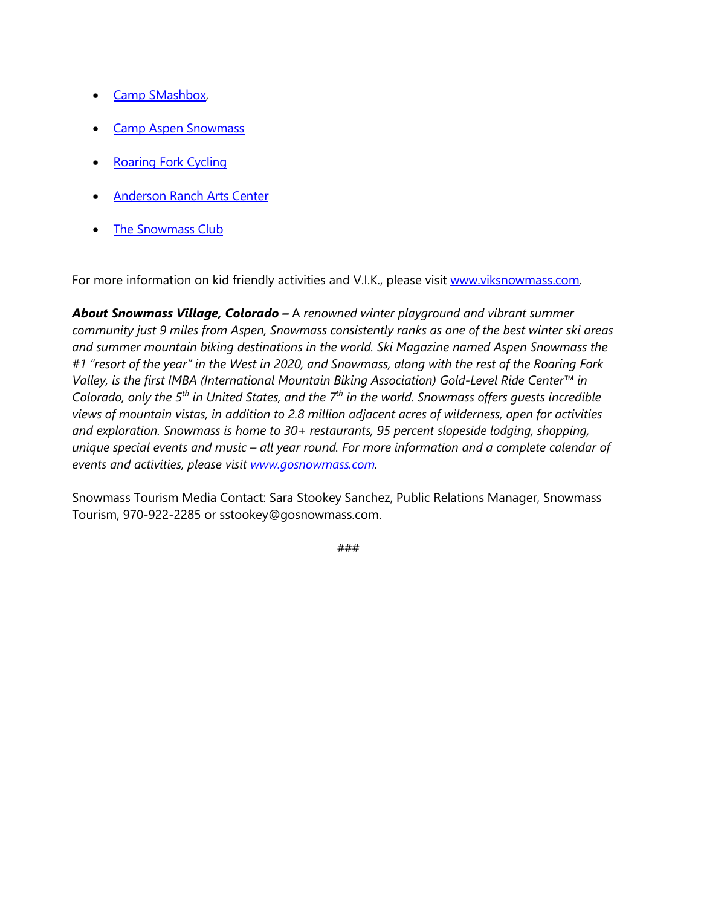- Camp SMashbox,
- Camp Aspen Snowmass
- Roaring Fork Cycling
- Anderson Ranch Arts Center
- The Snowmass Club

For more information on kid friendly activities and V.I.K., please visit www.viksnowmass.com.

***About Snowmass Village, Colorado –*** A *renowned winter playground and vibrant summer community just 9 miles from Aspen, Snowmass consistently ranks as one of the best winter ski areas and summer mountain biking destinations in the world. Ski Magazine named Aspen Snowmass the #1 "resort of the year" in the West in 2020, and Snowmass, along with the rest of the Roaring Fork Valley, is the first IMBA (International Mountain Biking Association) Gold-Level Ride Center™ in Colorado, only the 5th in United States, and the 7th in the world. Snowmass offers guests incredible views of mountain vistas, in addition to 2.8 million adjacent acres of wilderness, open for activities and exploration. Snowmass is home to 30+ restaurants, 95 percent slopeside lodging, shopping, unique special events and music – all year round. For more information and a complete calendar of events and activities, please visit www.gosnowmass.com.*

Snowmass Tourism Media Contact: Sara Stookey Sanchez, Public Relations Manager, Snowmass Tourism, 970-922-2285 or sstookey@gosnowmass.com.

###